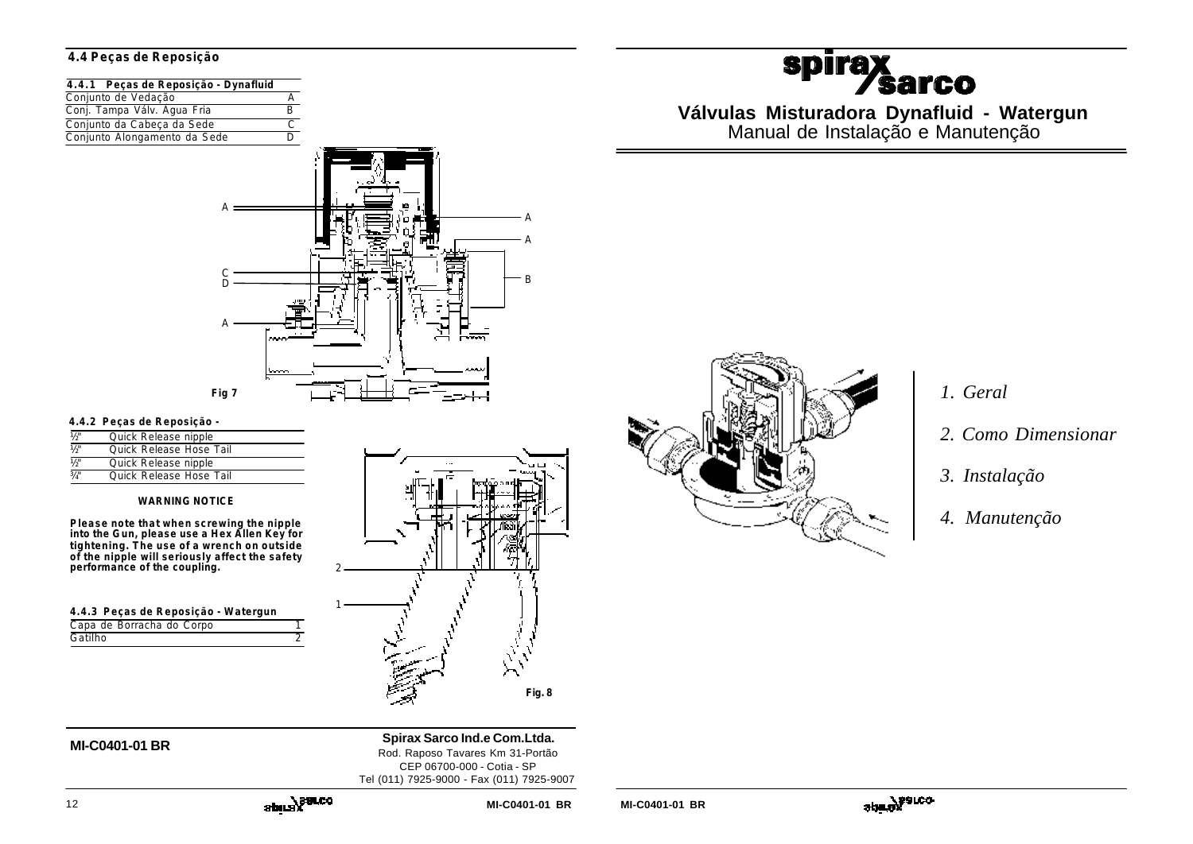## 4.4 Peças de Reposição

### 4.4.1 Peças de Reposição - Dynafluid

| | |
|---|---|
| Conjunto de Vedação | A |
| Conj. Tampa Válv. Agua Fria | B |
| Conjunto da Cabeça da Sede | C |
| Conjunto Alongamento da Sede | D |

Fig 7

### 4.4.2 Peças de Reposição -

| | |
|---|---|
| ½" | Quick Release nipple |
| ½" | Quick Release Hose Tail |
| ½" | Quick Release nipple |
| ¾" | Quick Release Hose Tail |

**WARNING NOTICE**

**Please note that when screwing the nipple into the Gun, please use a Hex Allen Key for tightening. The use of a wrench on outside of the nipple will seriously affect the safety performance of the coupling.**

### 4.4.3 Peças de Reposição - Watergun

| | |
|---|---|
| Capa de Borracha do Corpo | 1 |
| Gatilho | 2 |

Fig. 8

**MI-C0401-01 BR**

**Spirax Sarco Ind.e Com.Ltda.**
Rod. Raposo Tavares Km 31-Portão
CEP 06700-000 - Cotia - SP
Tel (011) 7925-9000 - Fax (011) 7925-9007

# spirax sarco

## Válvulas Misturadora Dynafluid - Watergun

Manual de Instalação e Manutenção

*1. Geral*

*2. Como Dimensionar*

*3. Instalação*

*4. Manutenção*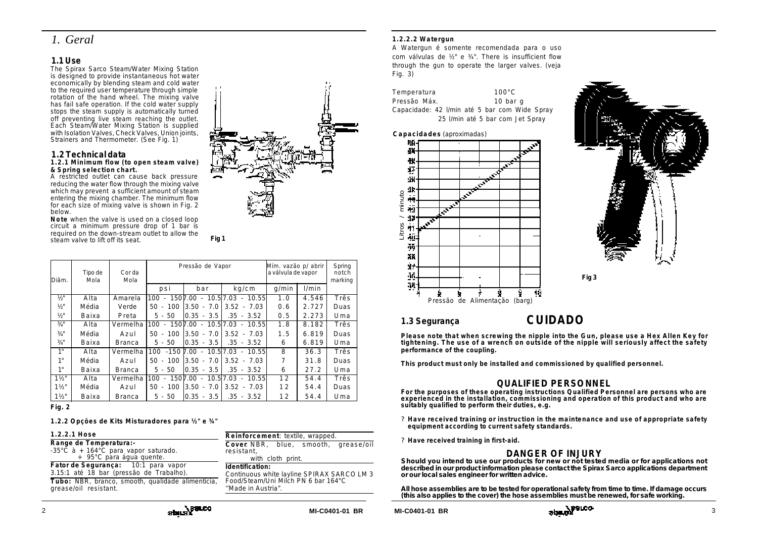// CRITICAL (reminder)
# 1. Geral

## 1.1 Use

The Spirax Sarco Steam/Water Mixing Station is designed to provide instantaneous hot water economically by blending steam and cold water to the required user temperature through simple rotation of the hand wheel. The mixing valve has fail safe operation. If the cold water supply stops the steam supply is automatically turned off preventing live steam reaching the outlet. Each Steam/Water Mixing Station is supplied with Isolation Valves, Check Valves, Union joints, Strainers and Thermometer. (See Fig. 1)

## 1.2 Technical data

### 1.2.1 Minimum flow (to open steam valve) & Spring selection chart.

A restricted outlet can cause back pressure reducing the water flow through the mixing valve which may prevent a sufficient amount of steam entering the mixing chamber. The minimum flow for each size of mixing valve is shown in Fig. 2 below.

**Note** when the valve is used on a closed loop circuit a minimum pressure drop of 1 bar is required on the down-stream outlet to allow the steam valve to lift off its seat.

**Fig 1**

| Diâm. | Tipo de Mola | Cor da Mola | Pressão de Vapor | | | Mím. vazão p/ abrir a válvula de vapor | | Spring notch marking |
|---|---|---|---|---|---|---|---|---|
| | | | psi | bar | kg/cm | g/min | l/min | |
| ½" | Alta | Amarela | 100 - 150 | 7.00 - 10.5 | 7.03 - 10.55 | 1.0 | 4.546 | Três |
| ½" | Média | Verde | 50 - 100 | 3.50 - 7.0 | 3.52 - 7.03 | 0.6 | 2.727 | Duas |
| ½" | Baixa | Preta | 5 - 50 | 0.35 - 3.5 | .35 - 3.52 | 0.5 | 2.273 | Uma |
| ¾" | Alta | Vermelha | 100 - 150 | 7.00 - 10.5 | 7.03 - 10.55 | 1.8 | 8.182 | Três |
| ¾" | Média | Azul | 50 - 100 | 3.50 - 7.0 | 3.52 - 7.03 | 1.5 | 6.819 | Duas |
| ¾" | Baixa | Branca | 5 - 50 | 0.35 - 3.5 | .35 - 3.52 | 6 | 6.819 | Uma |
| 1" | Alta | Vermelha | 100 -150 | 7.00 - 10.5 | 7.03 - 10.55 | 8 | 36.3 | Três |
| 1" | Média | Azul | 50 - 100 | 3.50 - 7.0 | 3.52 - 7.03 | 7 | 31.8 | Duas |
| 1" | Baixa | Branca | 5 - 50 | 0.35 - 3.5 | .35 - 3.52 | 6 | 27.2 | Uma |
| 1½" | Alta | Vermelha | 100 - 150 | 7.00 - 10.5 | 7.03 - 10.55 | 12 | 54.4 | Três |
| 1½" | Média | Azul | 50 - 100 | 3.50 - 7.0 | 3.52 - 7.03 | 12 | 54.4 | Duas |
| 1½" | Baixa | Branca | 5 - 50 | 0.35 - 3.5 | .35 - 3.52 | 12 | 54.4 | Uma |

**Fig. 2**

### 1.2.2 Opções de Kits Misturadores para ½" e ¾"

#### 1.2.2.1 Hose

**Range de Temperatura:-**
-35°C à + 164°C para vapor saturado.
+ 95°C para água quente.

**Fator de Segurança:** 10:1 para vapor
3.15:1 até 18 bar (pressão de Trabalho).

**Tubo:** NBR, branco, smooth, qualidade alimentícia, grease/oil resistant.

**Reinforcement**: textile, wrapped.

**Cover**: NBR, blue, smooth, grease/oil resistant,
with cloth print.

**Identification:**
Continuous white layline SPIRAX SARCO LM 3 Food/Steam/Uni Milch PN 6 bar 164°C "Made in Austria".

#### 1.2.2.2 Watergun

A Watergun é somente recomendada para o uso com válvulas de ½" e ¾". There is insufficient flow through the gun to operate the larger valves. (veja Fig. 3)

Temperatura 100°C
Pressão Máx. 10 bar g
Capacidade: 42 l/min até 5 bar com Wide Spray
25 l/min até 5 bar com Jet Spray

**Capacidades** (aproximadas)

Litros / minuto

Pressão de Alimentação (barg)

**Fig 3**

## 1.3 Segurança

# CUIDADO

**Please note that when screwing the nipple into the Gun, please use a Hex Allen Key for tightening. The use of a wrench on outside of the nipple will seriously affect the safety performance of the coupling.**

**This product must only be installed and commissioned by qualified personnel.**

## QUALIFIED PERSONNEL

**For the purposes of these operating instructions Qualified Personnel are persons who are experienced in the installation, commissioning and operation of this product and who are suitably qualified to perform their duties, e.g.**

? **Have received training or instruction in the maintenance and use of appropriate safety equipment according to current safety standards.**

? **Have received training in first-aid.**

## DANGER OF INJURY

**Should you intend to use our products for new or not tested media or for applications not described in our product information please contact the Spirax Sarco applications department or our local sales engineer for written advice.**

**All hose assemblies are to be tested for operational safety from time to time. If damage occurs (this also applies to the cover) the hose assemblies must be renewed, for safe working.**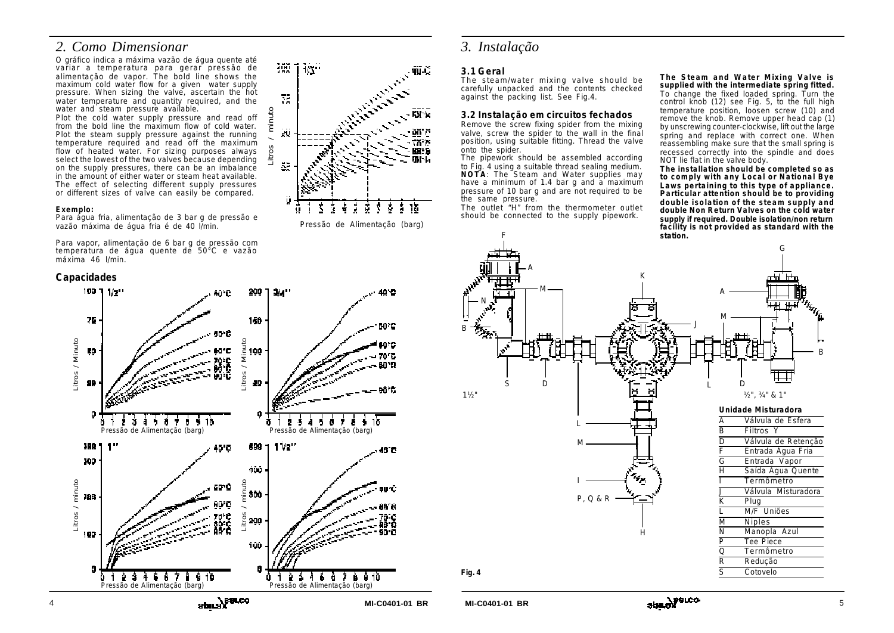## 2. Como Dimensionar

O gráfico indica a máxima vazão de água quente até variar a temperatura para gerar pressão de alimentação de vapor. The bold line shows the maximum cold water flow for a given water supply pressure. When sizing the valve, ascertain the hot water temperature and quantity required, and the water and steam pressure available.

Plot the cold water supply pressure and read off from the bold line the maximum flow of cold water. Plot the steam supply pressure against the running temperature required and read off the maximum flow of heated water. For sizing purposes always select the lowest of the two valves because depending on the supply pressures, there can be an imbalance in the amount of either water or steam heat available. The effect of selecting different supply pressures or different sizes of valve can easily be compared.

**Exemplo:**
Para água fria, alimentação de 3 bar g de pressão e vazão máxima de água fria é de 40 l/min.

Para vapor, alimentação de 6 bar g de pressão com temperatura de água quente de 50°C e vazão máxima 46 l/min.

Pressão de Alimentação (barg)

### Capacidades

## 3. Instalação

### 3.1 Geral

The steam/water mixing valve should be carefully unpacked and the contents checked against the packing list. See Fig.4.

### 3.2 Instalação em circuitos fechados

Remove the screw fixing spider from the mixing valve, screw the spider to the wall in the final position, using suitable fitting. Thread the valve onto the spider.

The pipework should be assembled according to Fig. 4 using a suitable thread sealing medium.
**NOTA**: The Steam and Water supplies may have a minimum of 1.4 bar g and a maximum pressure of 10 bar g and are not required to be the same pressure.

The outlet "H" from the thermometer outlet should be connected to the supply pipework.

**The Steam and Water Mixing Valve is supplied with the intermediate spring fitted.**
To change the fixed loaded spring. Turn the control knob (12) see Fig. 5, to the full high temperature position, loosen screw (10) and remove the knob. Remove upper head cap (1) by unscrewing counter-clockwise, lift out the large spring and replace with correct one. When reassembling make sure that the small spring is recessed correctly into the spindle and does NOT lie flat in the valve body.

**The installation should be completed so as to comply with any Local or National Bye Laws pertaining to this type of appliance. Particular attention should be to providing double isolation of the steam supply and double Non Return Valves on the cold water supply if required. Double isolation/non return facility is not provided as standard with the station.**

1½"

½", ¾" & 1"

**Unidade Misturadora**

| | |
|---|---|
| A | Válvula de Esfera |
| B | Filtros Y |
| D | Válvula de Retenção |
| F | Entrada Água Fria |
| G | Entrada Vapor |
| H | Saída Água Quente |
| I | Termômetro |
| J | Válvula Misturadora |
| K | Plug |
| L | M/F Uniões |
| M | Niples |
| N | Manopla Azul |
| P | Tee Piece |
| Q | Termômetro |
| R | Redução |
| S | Cotovelo |

**Fig. 4**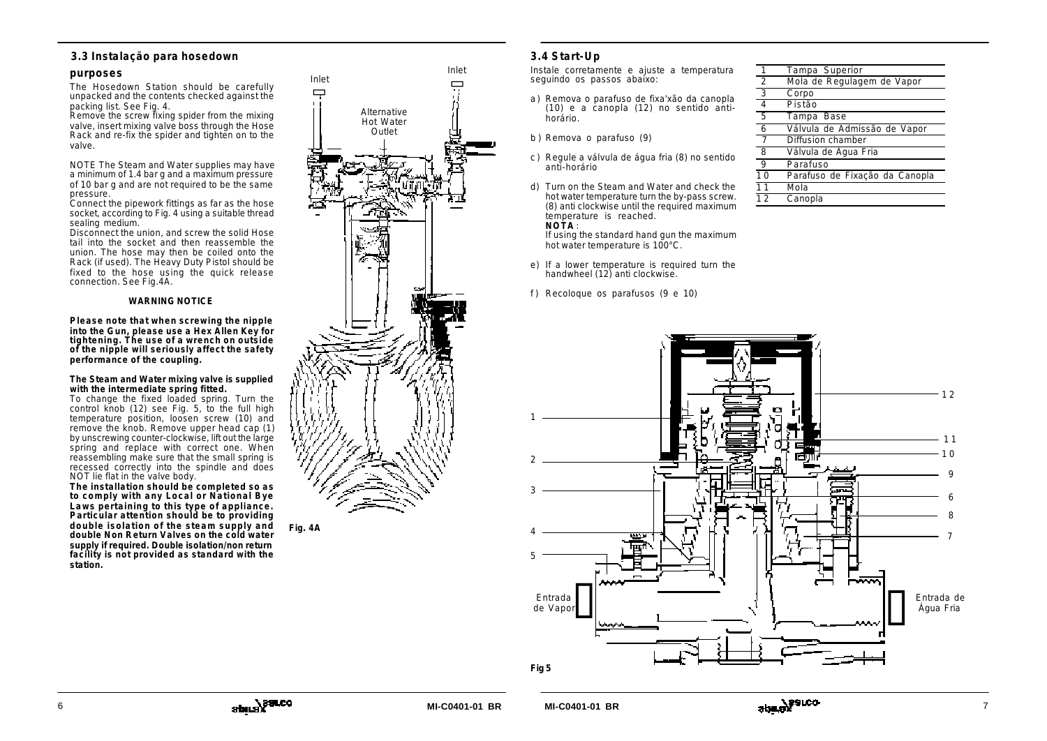### 3.3 Instalação para hosedown purposes

The Hosedown Station should be carefully unpacked and the contents checked against the packing list. See Fig. 4.
Remove the screw fixing spider from the mixing valve, insert mixing valve boss through the Hose Rack and re-fix the spider and tighten on to the valve.

NOTE The Steam and Water supplies may have a minimum of 1.4 bar g and a maximum pressure of 10 bar g and are not required to be the same pressure.
Connect the pipework fittings as far as the hose socket, according to Fig. 4 using a suitable thread sealing medium.
Disconnect the union, and screw the solid Hose tail into the socket and then reassemble the union. The hose may then be coiled onto the Rack (if used). The Heavy Duty Pistol should be fixed to the hose using the quick release connection. See Fig.4A.

**WARNING NOTICE**

**Please note that when screwing the nipple into the Gun, please use a Hex Allen Key for tightening. The use of a wrench on outside of the nipple will seriously affect the safety performance of the coupling.**

**The Steam and Water mixing valve is supplied with the intermediate spring fitted.**
To change the fixed loaded spring. Turn the control knob (12) see Fig. 5, to the full high temperature position, loosen screw (10) and remove the knob. Remove upper head cap (1) by unscrewing counter-clockwise, lift out the large spring and replace with correct one. When reassembling make sure that the small spring is recessed correctly into the spindle and does NOT lie flat in the valve body.
**The installation should be completed so as to comply with any Local or National Bye Laws pertaining to this type of appliance. Particular attention should be to providing double isolation of the steam supply and double Non Return Valves on the cold water supply if required. Double isolation/non return facility is not provided as standard with the station.**

Inlet
Inlet
Alternative Hot Water Outlet

Fig. 4A

### 3.4 Start-Up

Instale corretamente e ajuste a temperatura seguindo os passos abaixo:

a) Remova o parafuso de fixa'xão da canopla (10) e a canopla (12) no sentido anti-horário.

b) Remova o parafuso (9)

c) Regule a válvula de água fria (8) no sentido anti-horário

d) Turn on the Steam and Water and check the hot water temperature turn the by-pass screw. (8) anti clockwise until the required maximum temperature is reached.
**NOTA**:
If using the standard hand gun the maximum hot water temperature is 100°C.

e) If a lower temperature is required turn the handwheel (12) anti clockwise.

f) Recoloque os parafusos (9 e 10)

| | |
|---|---|
| 1 | Tampa Superior |
| 2 | Mola de Regulagem de Vapor |
| 3 | Corpo |
| 4 | Pistão |
| 5 | Tampa Base |
| 6 | Válvula de Admissão de Vapor |
| 7 | Diffusion chamber |
| 8 | Válvula de Água Fria |
| 9 | Parafuso |
| 10 | Parafuso de Fixação da Canopla |
| 11 | Mola |
| 12 | Canopla |

Entrada de Vapor
Entrada de Água Fria

Fig 5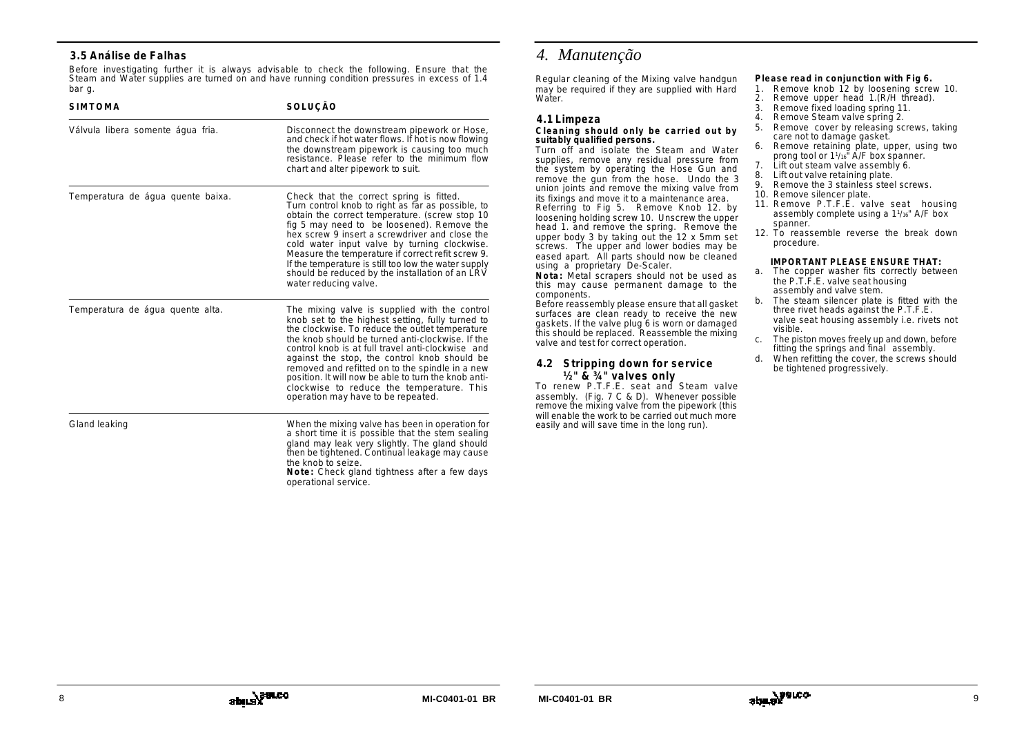### 3.5 Análise de Falhas

Before investigating further it is always advisable to check the following. Ensure that the Steam and Water supplies are turned on and have running condition pressures in excess of 1.4 bar g.

| SIMTOMA | SOLUÇÃO |
|---|---|
| Válvula libera somente água fria. | Disconnect the downstream pipework or Hose, and check if hot water flows. If hot is now flowing the downstream pipework is causing too much resistance. Please refer to the minimum flow chart and alter pipework to suit. |
| Temperatura de água quente baixa. | Check that the correct spring is fitted. Turn control knob to right as far as possible, to obtain the correct temperature. (screw stop 10 fig 5 may need to be loosened). Remove the hex screw 9 insert a screwdriver and close the cold water input valve by turning clockwise. Measure the temperature if correct refit screw 9. If the temperature is still too low the water supply should be reduced by the installation of an LRV water reducing valve. |
| Temperatura de água quente alta. | The mixing valve is supplied with the control knob set to the highest setting, fully turned to the clockwise. To reduce the outlet temperature the knob should be turned anti-clockwise. If the control knob is at full travel anti-clockwise and against the stop, the control knob should be removed and refitted on to the spindle in a new position. It will now be able to turn the knob anti-clockwise to reduce the temperature. This operation may have to be repeated. |
| Gland leaking | When the mixing valve has been in operation for a short time it is possible that the stem sealing gland may leak very slightly. The gland should then be tightened. Continual leakage may cause the knob to seize. **Note:** Check gland tightness after a few days operational service. |

# *4. Manutenção*

Regular cleaning of the Mixing valve handgun may be required if they are supplied with Hard Water.

### 4.1 Limpeza

**Cleaning should only be carried out by suitably qualified persons.**

Turn off and isolate the Steam and Water supplies, remove any residual pressure from the system by operating the Hose Gun and remove the gun from the hose. Undo the 3 union joints and remove the mixing valve from its fixings and move it to a maintenance area.

Referring to Fig 5. Remove Knob 12. by loosening holding screw 10. Unscrew the upper head 1. and remove the spring. Remove the upper body 3 by taking out the 12 x 5mm set screws. The upper and lower bodies may be eased apart. All parts should now be cleaned using a proprietary De-Scaler.

**Nota:** Metal scrapers should not be used as this may cause permanent damage to the components.

Before reassembly please ensure that all gasket surfaces are clean ready to receive the new gaskets. If the valve plug 6 is worn or damaged this should be replaced. Reassemble the mixing valve and test for correct operation.

### 4.2 Stripping down for service ½" & ¾" valves only

To renew P.T.F.E. seat and Steam valve assembly. (Fig. 7 C & D). Whenever possible remove the mixing valve from the pipework (this will enable the work to be carried out much more easily and will save time in the long run).

**Please read in conjunction with Fig 6.**

1. Remove knob 12 by loosening screw 10.
2. Remove upper head 1.(R/H thread).
3. Remove fixed loading spring 11.
4. Remove Steam valve spring 2.
5. Remove cover by releasing screws, taking care not to damage gasket.
6. Remove retaining plate, upper, using two prong tool or 1¹/₁₆" A/F box spanner.
7. Lift out steam valve assembly 6.
8. Lift out valve retaining plate.
9. Remove the 3 stainless steel screws.
10. Remove silencer plate.
11. Remove P.T.F.E. valve seat housing assembly complete using a 1¹/₁₆" A/F box spanner.
12. To reassemble reverse the break down procedure.

**IMPORTANT PLEASE ENSURE THAT:**

a. The copper washer fits correctly between the P.T.F.E. valve seat housing assembly and valve stem.
b. The steam silencer plate is fitted with the three rivet heads against the P.T.F.E. valve seat housing assembly i.e. rivets not visible.
c. The piston moves freely up and down, before fitting the springs and final assembly.
d. When refitting the cover, the screws should be tightened progressively.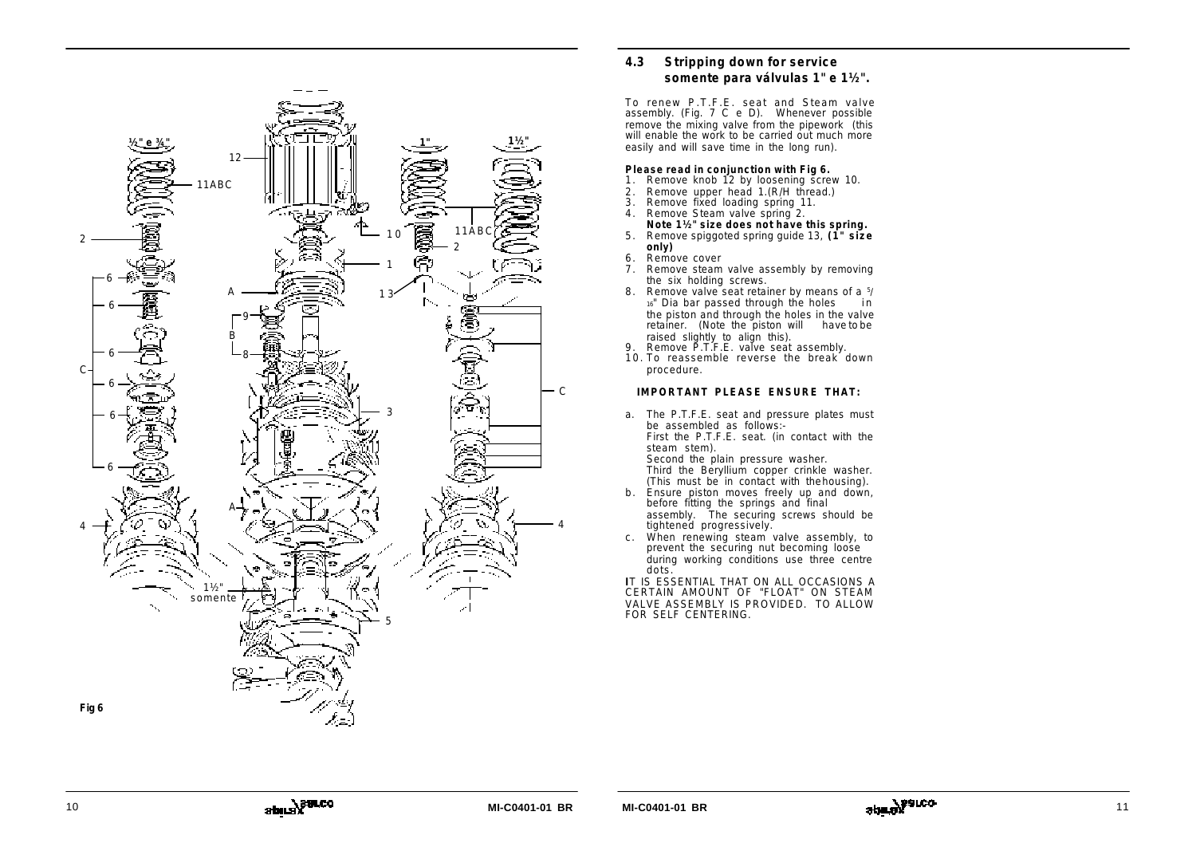½" e ¾"

12

11ABC

2

6

6

6

C

6

6

6

4

A

9

B

8

3

A

1½" somente

5

10

1

13

1"

1½"

11ABC

2

C

4

Fig 6

### 4.3 Stripping down for service somente para válvulas 1" e 1½".

To renew P.T.F.E. seat and Steam valve assembly. (Fig. 7 C e D). Whenever possible remove the mixing valve from the pipework (this will enable the work to be carried out much more easily and will save time in the long run).

**Please read in conjunction with Fig 6.**

1. Remove knob 12 by loosening screw 10.
2. Remove upper head 1.(R/H thread.)
3. Remove fixed loading spring 11.
4. Remove Steam valve spring 2.
   **Note 1½" size does not have this spring.**
5. Remove spiggoted spring guide 13, **(1" size only)**
6. Remove cover
7. Remove steam valve assembly by removing the six holding screws.
8. Remove valve seat retainer by means of a 5/16" Dia bar passed through the holes in the piston and through the holes in the valve retainer. (Note the piston will have to be raised slightly to align this).
9. Remove P.T.F.E. valve seat assembly.
10. To reassemble reverse the break down procedure.

**IMPORTANT PLEASE ENSURE THAT:**

a. The P.T.F.E. seat and pressure plates must be assembled as follows:-
   First the P.T.F.E. seat. (in contact with the steam stem).
   Second the plain pressure washer.
   Third the Beryllium copper crinkle washer. (This must be in contact with the housing).
b. Ensure piston moves freely up and down, before fitting the springs and final assembly. The securing screws should be tightened progressively.
c. When renewing steam valve assembly, to prevent the securing nut becoming loose during working conditions use three centre dots.

IT IS ESSENTIAL THAT ON ALL OCCASIONS A CERTAIN AMOUNT OF "FLOAT" ON STEAM VALVE ASSEMBLY IS PROVIDED. TO ALLOW FOR SELF CENTERING.